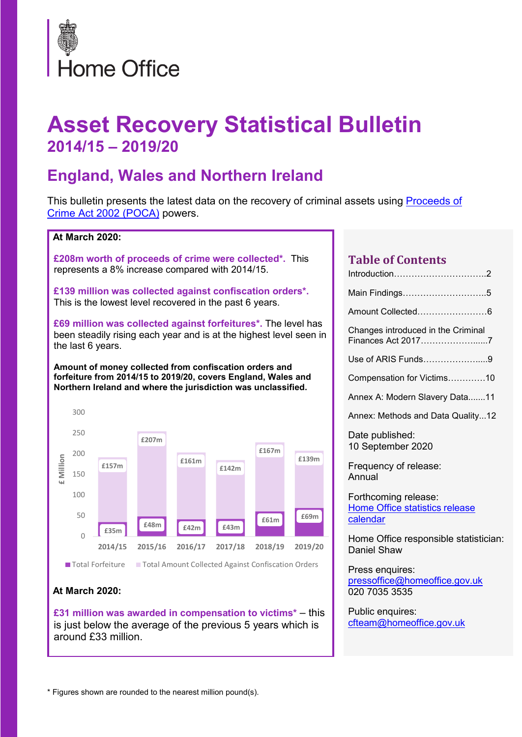Home Office

# Asset Recovery Statistical Bulletin

## 2014/15 – 2019/20

## England, Wales and Northern Ireland

This bulletin presents the latest data on the recovery of criminal assets using [Proceeds of Crime Act 2002 (POCA)](https://www.legislation.gov.uk/ukpga/2002/29/contents) powers.

**At March 2020:**

**£208m worth of proceeds of crime were collected*.** This represents a 8% increase compared with 2014/15.

**£139 million was collected against confiscation orders*.** This is the lowest level recovered in the past 6 years.

**£69 million was collected against forfeitures*.** The level has been steadily rising each year and is at the highest level seen in the last 6 years.

**Amount of money collected from confiscation orders and forfeiture from 2014/15 to 2019/20, covers England, Wales and Northern Ireland and where the jurisdiction was unclassified.**

| Year | Total Forfeiture | Total Amount Collected Against Confiscation Orders |
|---|---|---|
| 2014/15 | £35m | £157m |
| 2015/16 | £48m | £207m |
| 2016/17 | £42m | £161m |
| 2017/18 | £43m | £142m |
| 2018/19 | £61m | £167m |
| 2019/20 | £69m | £139m |

**At March 2020:**

**£31 million was awarded in compensation to victims*** – this is just below the average of the previous 5 years which is around £33 million.

## Table of Contents

- Introduction……………………………..2
- Main Findings………………………….5
- Amount Collected……………………6
- Changes introduced in the Criminal Finances Act 2017…………………....7
- Use of ARIS Funds………………....9
- Compensation for Victims………….10
- Annex A: Modern Slavery Data.......11
- Annex: Methods and Data Quality...12

Date published:
10 September 2020

Frequency of release:
Annual

Forthcoming release:
Home Office statistics release calendar

Home Office responsible statistician:
Daniel Shaw

Press enquiries:
pressoffice@homeoffice.gov.uk
020 7035 3535

Public enquiries:
cfteam@homeoffice.gov.uk

* Figures shown are rounded to the nearest million pound(s).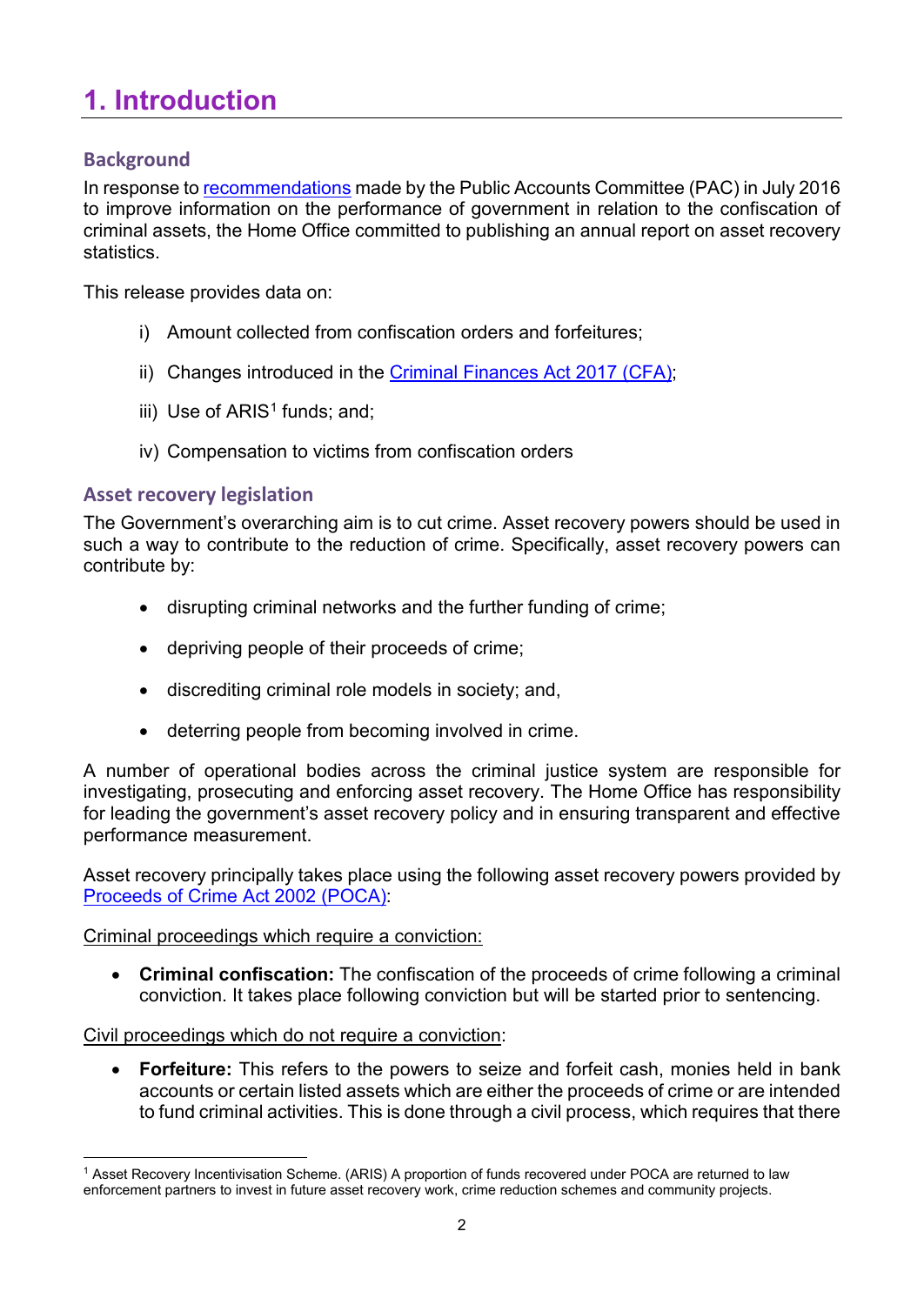# 1. Introduction

## Background

In response to [recommendations] made by the Public Accounts Committee (PAC) in July 2016 to improve information on the performance of government in relation to the confiscation of criminal assets, the Home Office committed to publishing an annual report on asset recovery statistics.

This release provides data on:

i) Amount collected from confiscation orders and forfeitures;

ii) Changes introduced in the Criminal Finances Act 2017 (CFA);

iii) Use of ARIS[1] funds; and;

iv) Compensation to victims from confiscation orders

## Asset recovery legislation

The Government's overarching aim is to cut crime. Asset recovery powers should be used in such a way to contribute to the reduction of crime. Specifically, asset recovery powers can contribute by:

- disrupting criminal networks and the further funding of crime;
- depriving people of their proceeds of crime;
- discrediting criminal role models in society; and,
- deterring people from becoming involved in crime.

A number of operational bodies across the criminal justice system are responsible for investigating, prosecuting and enforcing asset recovery. The Home Office has responsibility for leading the government's asset recovery policy and in ensuring transparent and effective performance measurement.

Asset recovery principally takes place using the following asset recovery powers provided by Proceeds of Crime Act 2002 (POCA):

Criminal proceedings which require a conviction:

- **Criminal confiscation:** The confiscation of the proceeds of crime following a criminal conviction. It takes place following conviction but will be started prior to sentencing.

Civil proceedings which do not require a conviction:

- **Forfeiture:** This refers to the powers to seize and forfeit cash, monies held in bank accounts or certain listed assets which are either the proceeds of crime or are intended to fund criminal activities. This is done through a civil process, which requires that there

[1] Asset Recovery Incentivisation Scheme. (ARIS) A proportion of funds recovered under POCA are returned to law enforcement partners to invest in future asset recovery work, crime reduction schemes and community projects.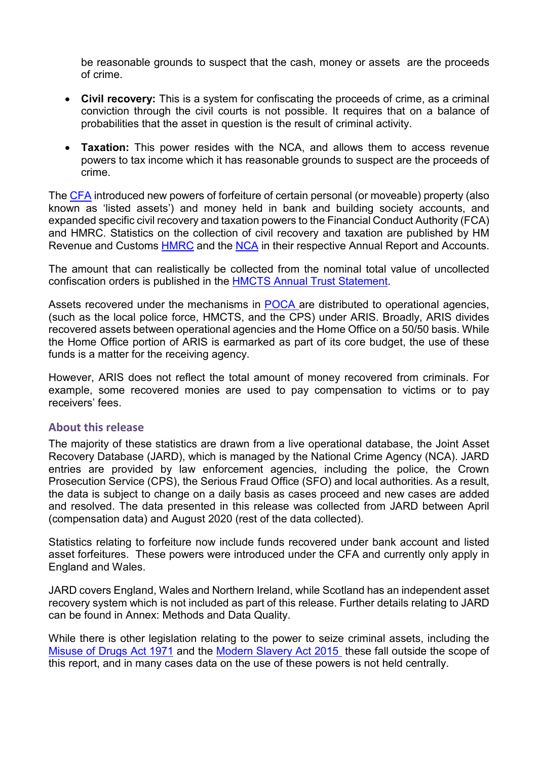be reasonable grounds to suspect that the cash, money or assets are the proceeds of crime.

- **Civil recovery:** This is a system for confiscating the proceeds of crime, as a criminal conviction through the civil courts is not possible. It requires that on a balance of probabilities that the asset in question is the result of criminal activity.
- **Taxation:** This power resides with the NCA, and allows them to access revenue powers to tax income which it has reasonable grounds to suspect are the proceeds of crime.

The CFA introduced new powers of forfeiture of certain personal (or moveable) property (also known as 'listed assets') and money held in bank and building society accounts, and expanded specific civil recovery and taxation powers to the Financial Conduct Authority (FCA) and HMRC. Statistics on the collection of civil recovery and taxation are published by HM Revenue and Customs HMRC and the NCA in their respective Annual Report and Accounts.

The amount that can realistically be collected from the nominal total value of uncollected confiscation orders is published in the HMCTS Annual Trust Statement.

Assets recovered under the mechanisms in POCA are distributed to operational agencies, (such as the local police force, HMCTS, and the CPS) under ARIS. Broadly, ARIS divides recovered assets between operational agencies and the Home Office on a 50/50 basis. While the Home Office portion of ARIS is earmarked as part of its core budget, the use of these funds is a matter for the receiving agency.

However, ARIS does not reflect the total amount of money recovered from criminals. For example, some recovered monies are used to pay compensation to victims or to pay receivers' fees.

## About this release

The majority of these statistics are drawn from a live operational database, the Joint Asset Recovery Database (JARD), which is managed by the National Crime Agency (NCA). JARD entries are provided by law enforcement agencies, including the police, the Crown Prosecution Service (CPS), the Serious Fraud Office (SFO) and local authorities. As a result, the data is subject to change on a daily basis as cases proceed and new cases are added and resolved. The data presented in this release was collected from JARD between April (compensation data) and August 2020 (rest of the data collected).

Statistics relating to forfeiture now include funds recovered under bank account and listed asset forfeitures. These powers were introduced under the CFA and currently only apply in England and Wales.

JARD covers England, Wales and Northern Ireland, while Scotland has an independent asset recovery system which is not included as part of this release. Further details relating to JARD can be found in Annex: Methods and Data Quality.

While there is other legislation relating to the power to seize criminal assets, including the Misuse of Drugs Act 1971 and the Modern Slavery Act 2015 these fall outside the scope of this report, and in many cases data on the use of these powers is not held centrally.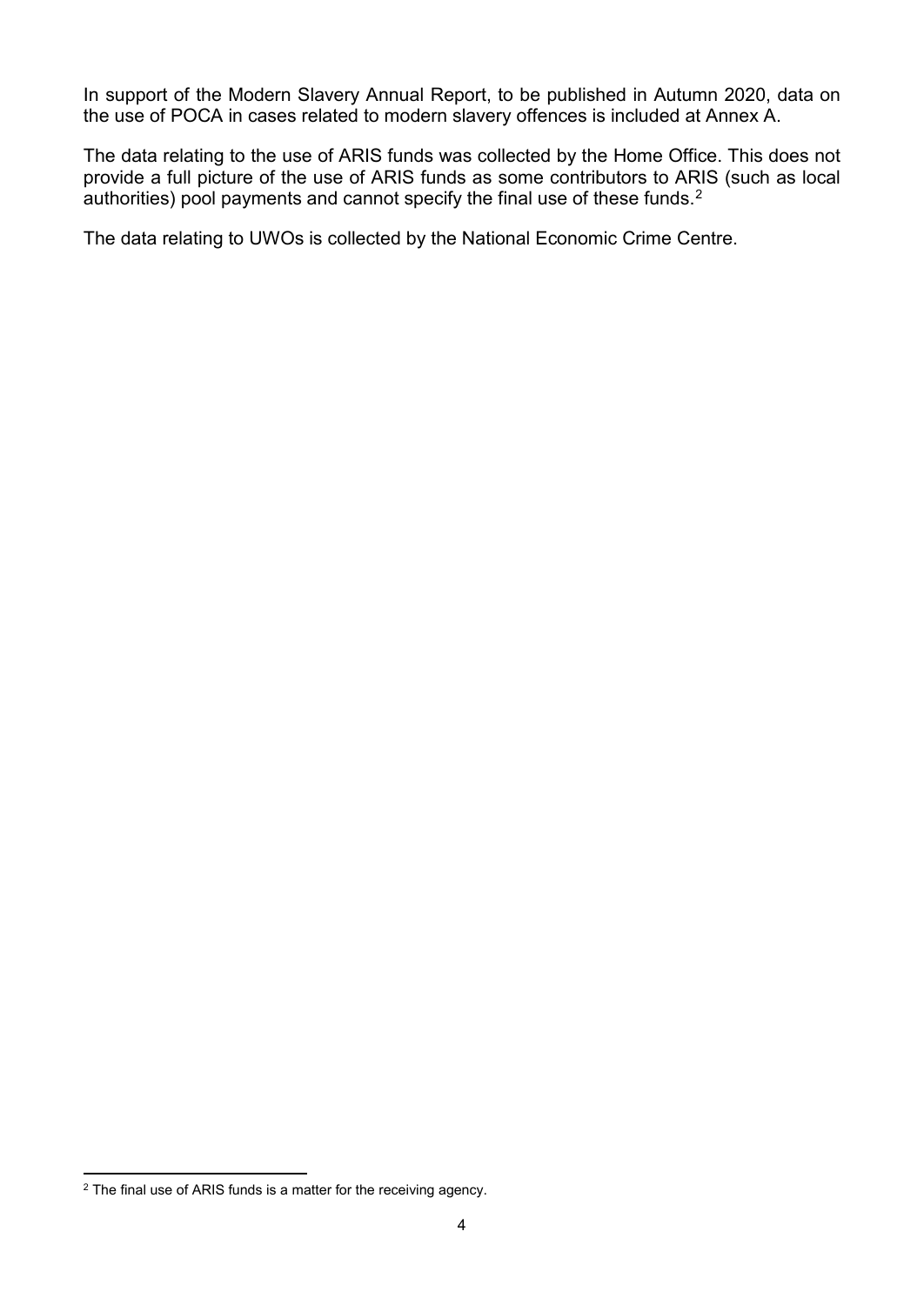In support of the Modern Slavery Annual Report, to be published in Autumn 2020, data on the use of POCA in cases related to modern slavery offences is included at Annex A.

The data relating to the use of ARIS funds was collected by the Home Office. This does not provide a full picture of the use of ARIS funds as some contributors to ARIS (such as local authorities) pool payments and cannot specify the final use of these funds.[2]

The data relating to UWOs is collected by the National Economic Crime Centre.

[2] The final use of ARIS funds is a matter for the receiving agency.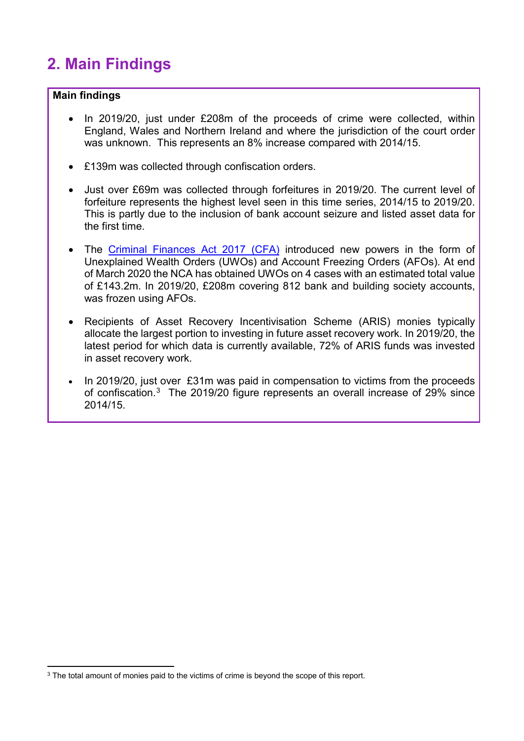# 2. Main Findings

**Main findings**

- In 2019/20, just under £208m of the proceeds of crime were collected, within England, Wales and Northern Ireland and where the jurisdiction of the court order was unknown. This represents an 8% increase compared with 2014/15.
- £139m was collected through confiscation orders.
- Just over £69m was collected through forfeitures in 2019/20. The current level of forfeiture represents the highest level seen in this time series, 2014/15 to 2019/20. This is partly due to the inclusion of bank account seizure and listed asset data for the first time.
- The Criminal Finances Act 2017 (CFA) introduced new powers in the form of Unexplained Wealth Orders (UWOs) and Account Freezing Orders (AFOs). At end of March 2020 the NCA has obtained UWOs on 4 cases with an estimated total value of £143.2m. In 2019/20, £208m covering 812 bank and building society accounts, was frozen using AFOs.
- Recipients of Asset Recovery Incentivisation Scheme (ARIS) monies typically allocate the largest portion to investing in future asset recovery work. In 2019/20, the latest period for which data is currently available, 72% of ARIS funds was invested in asset recovery work.
- In 2019/20, just over £31m was paid in compensation to victims from the proceeds of confiscation.[3] The 2019/20 figure represents an overall increase of 29% since 2014/15.

[3] The total amount of monies paid to the victims of crime is beyond the scope of this report.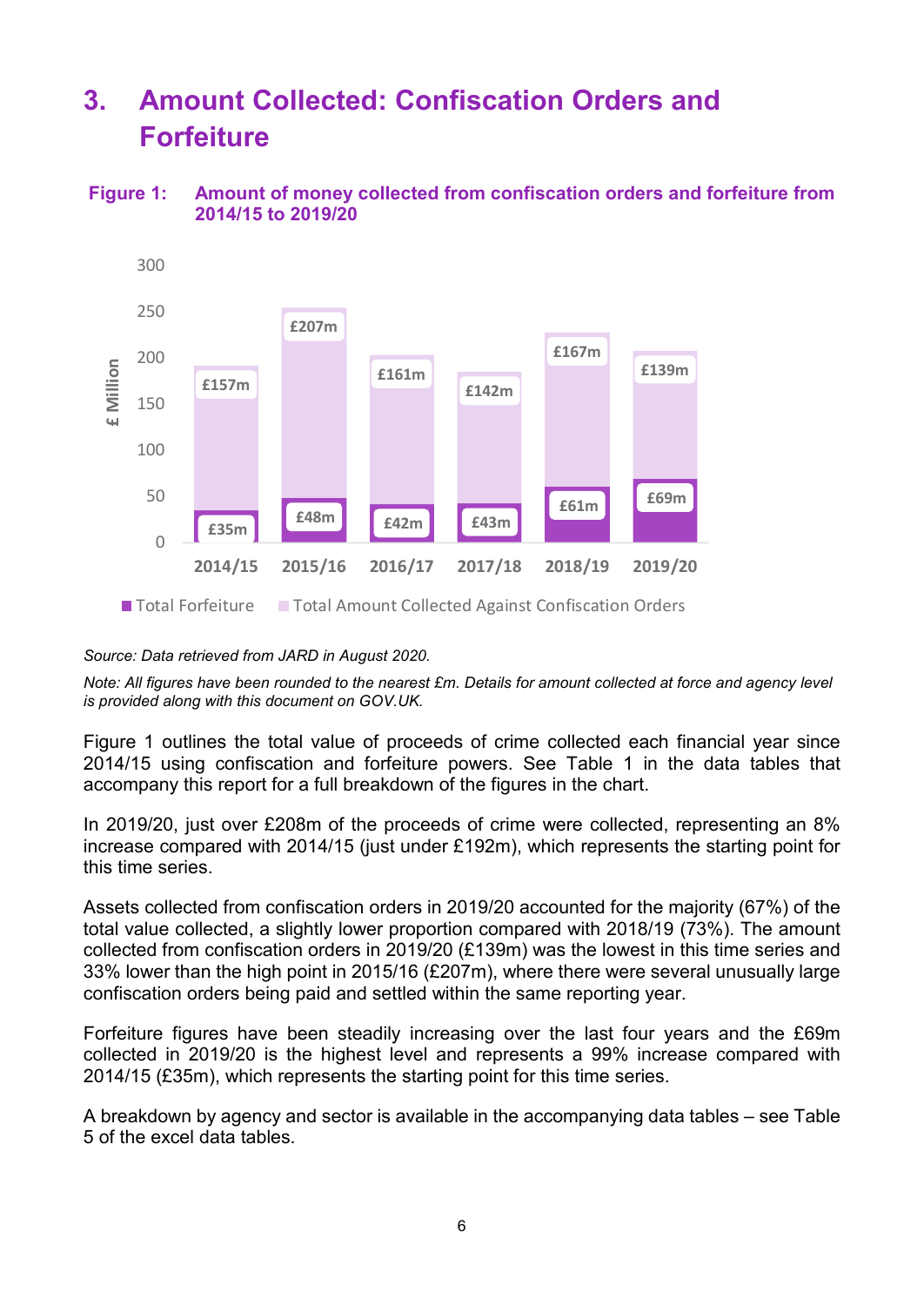## 3. Amount Collected: Confiscation Orders and Forfeiture

**Figure 1: Amount of money collected from confiscation orders and forfeiture from 2014/15 to 2019/20**

| Year | Total Forfeiture | Total Amount Collected Against Confiscation Orders |
|---|---|---|
| 2014/15 | £35m | £157m |
| 2015/16 | £48m | £207m |
| 2016/17 | £42m | £161m |
| 2017/18 | £43m | £142m |
| 2018/19 | £61m | £167m |
| 2019/20 | £69m | £139m |

*Source: Data retrieved from JARD in August 2020.*

*Note: All figures have been rounded to the nearest £m. Details for amount collected at force and agency level is provided along with this document on GOV.UK.*

Figure 1 outlines the total value of proceeds of crime collected each financial year since 2014/15 using confiscation and forfeiture powers. See Table 1 in the data tables that accompany this report for a full breakdown of the figures in the chart.

In 2019/20, just over £208m of the proceeds of crime were collected, representing an 8% increase compared with 2014/15 (just under £192m), which represents the starting point for this time series.

Assets collected from confiscation orders in 2019/20 accounted for the majority (67%) of the total value collected, a slightly lower proportion compared with 2018/19 (73%). The amount collected from confiscation orders in 2019/20 (£139m) was the lowest in this time series and 33% lower than the high point in 2015/16 (£207m), where there were several unusually large confiscation orders being paid and settled within the same reporting year.

Forfeiture figures have been steadily increasing over the last four years and the £69m collected in 2019/20 is the highest level and represents a 99% increase compared with 2014/15 (£35m), which represents the starting point for this time series.

A breakdown by agency and sector is available in the accompanying data tables – see Table 5 of the excel data tables.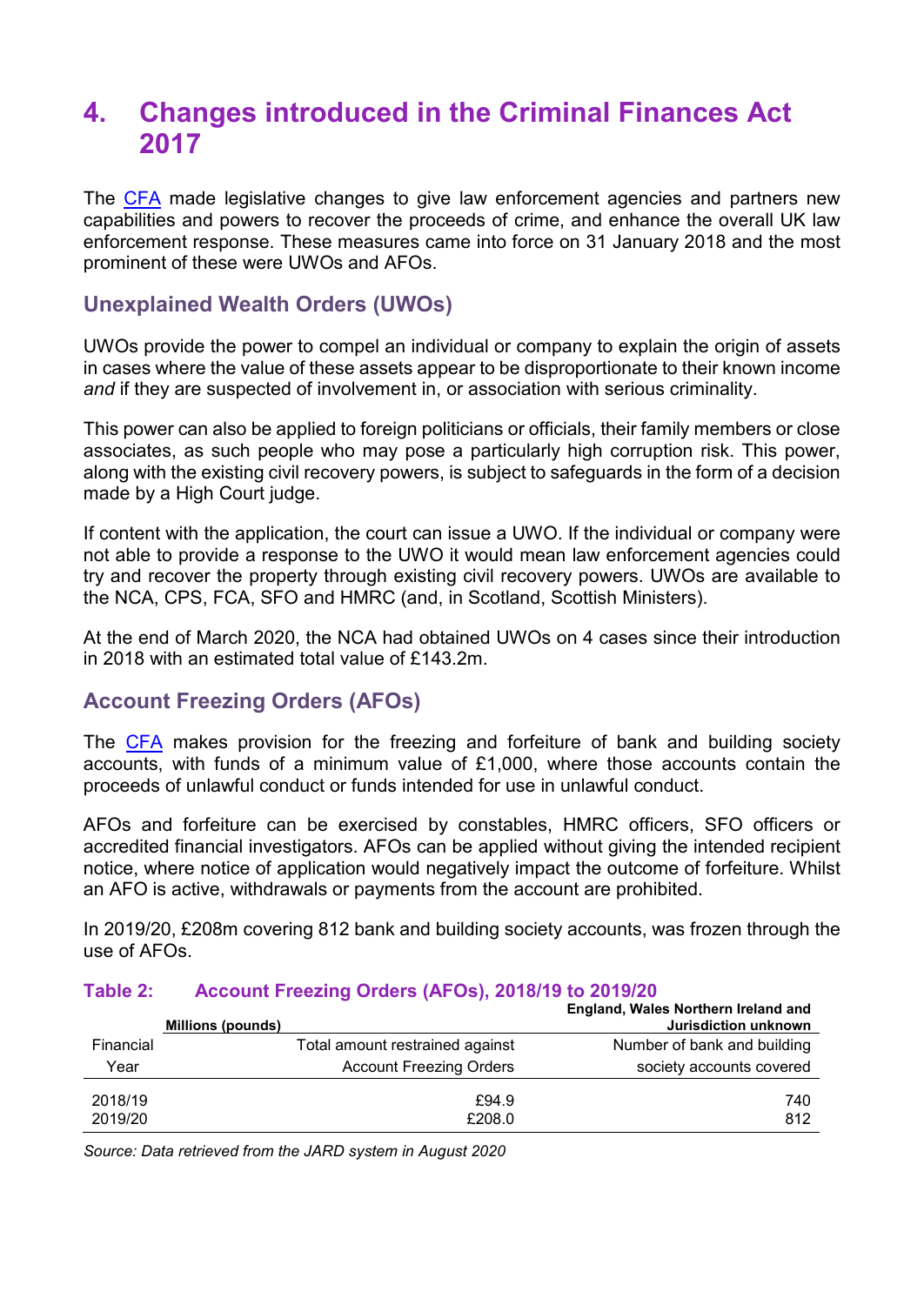# 4. Changes introduced in the Criminal Finances Act 2017

The CFA made legislative changes to give law enforcement agencies and partners new capabilities and powers to recover the proceeds of crime, and enhance the overall UK law enforcement response. These measures came into force on 31 January 2018 and the most prominent of these were UWOs and AFOs.

## Unexplained Wealth Orders (UWOs)

UWOs provide the power to compel an individual or company to explain the origin of assets in cases where the value of these assets appear to be disproportionate to their known income *and* if they are suspected of involvement in, or association with serious criminality.

This power can also be applied to foreign politicians or officials, their family members or close associates, as such people who may pose a particularly high corruption risk. This power, along with the existing civil recovery powers, is subject to safeguards in the form of a decision made by a High Court judge.

If content with the application, the court can issue a UWO. If the individual or company were not able to provide a response to the UWO it would mean law enforcement agencies could try and recover the property through existing civil recovery powers. UWOs are available to the NCA, CPS, FCA, SFO and HMRC (and, in Scotland, Scottish Ministers).

At the end of March 2020, the NCA had obtained UWOs on 4 cases since their introduction in 2018 with an estimated total value of £143.2m.

## Account Freezing Orders (AFOs)

The CFA makes provision for the freezing and forfeiture of bank and building society accounts, with funds of a minimum value of £1,000, where those accounts contain the proceeds of unlawful conduct or funds intended for use in unlawful conduct.

AFOs and forfeiture can be exercised by constables, HMRC officers, SFO officers or accredited financial investigators. AFOs can be applied without giving the intended recipient notice, where notice of application would negatively impact the outcome of forfeiture. Whilst an AFO is active, withdrawals or payments from the account are prohibited.

In 2019/20, £208m covering 812 bank and building society accounts, was frozen through the use of AFOs.

### Table 2: Account Freezing Orders (AFOs), 2018/19 to 2019/20

| | **Millions (pounds)** | **England, Wales Northern Ireland and Jurisdiction unknown** |
|---|---|---|
| Financial Year | Total amount restrained against Account Freezing Orders | Number of bank and building society accounts covered |
| 2018/19 | £94.9 | 740 |
| 2019/20 | £208.0 | 812 |

*Source: Data retrieved from the JARD system in August 2020*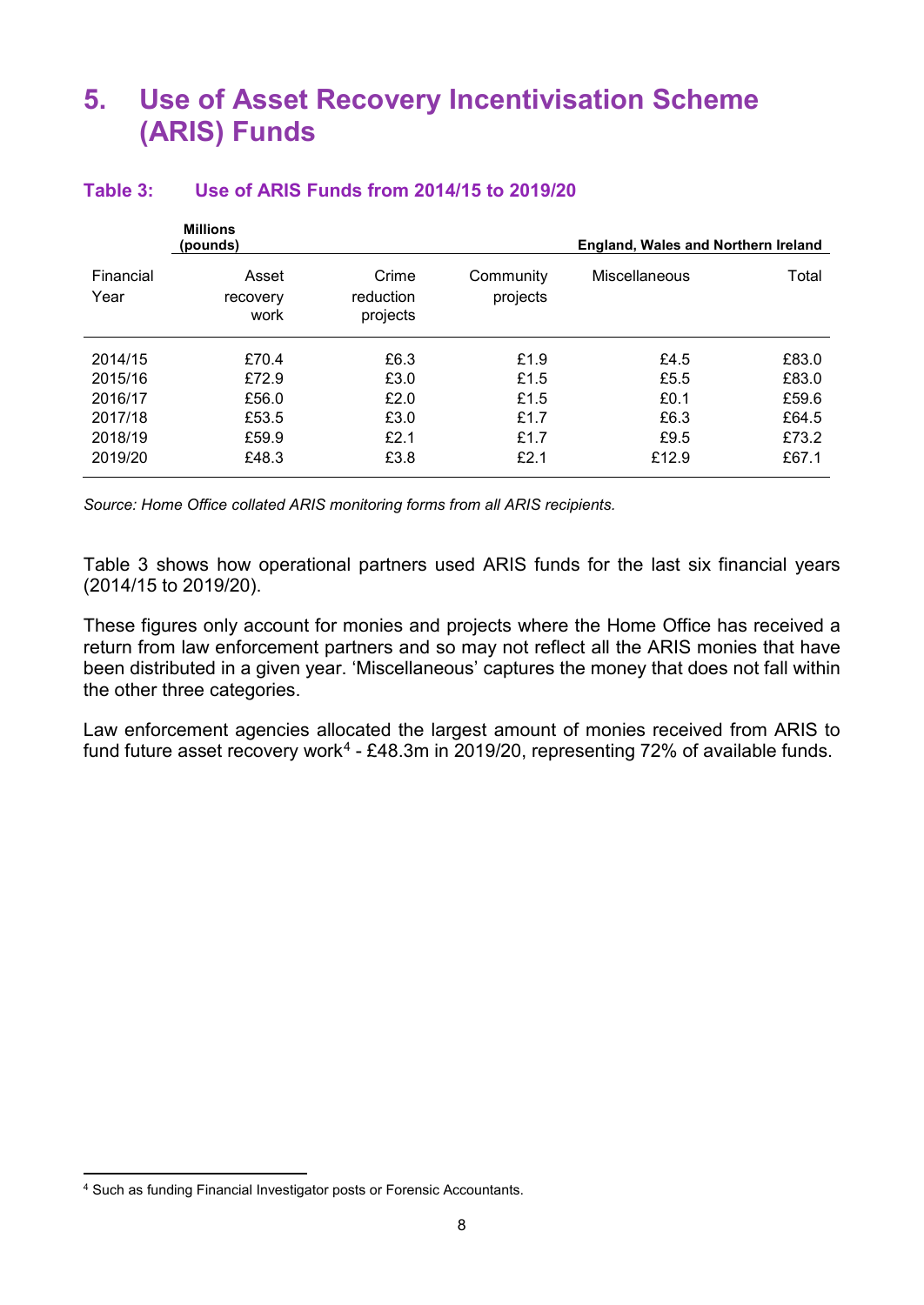# 5. Use of Asset Recovery Incentivisation Scheme (ARIS) Funds

### Table 3: Use of ARIS Funds from 2014/15 to 2019/20

| | **Millions (pounds)** | | | **England, Wales and Northern Ireland** | |
|---|---|---|---|---|---|
| Financial Year | Asset recovery work | Crime reduction projects | Community projects | Miscellaneous | Total |
| 2014/15 | £70.4 | £6.3 | £1.9 | £4.5 | £83.0 |
| 2015/16 | £72.9 | £3.0 | £1.5 | £5.5 | £83.0 |
| 2016/17 | £56.0 | £2.0 | £1.5 | £0.1 | £59.6 |
| 2017/18 | £53.5 | £3.0 | £1.7 | £6.3 | £64.5 |
| 2018/19 | £59.9 | £2.1 | £1.7 | £9.5 | £73.2 |
| 2019/20 | £48.3 | £3.8 | £2.1 | £12.9 | £67.1 |

*Source: Home Office collated ARIS monitoring forms from all ARIS recipients.*

Table 3 shows how operational partners used ARIS funds for the last six financial years (2014/15 to 2019/20).

These figures only account for monies and projects where the Home Office has received a return from law enforcement partners and so may not reflect all the ARIS monies that have been distributed in a given year. 'Miscellaneous' captures the money that does not fall within the other three categories.

Law enforcement agencies allocated the largest amount of monies received from ARIS to fund future asset recovery work[4] - £48.3m in 2019/20, representing 72% of available funds.

[4] Such as funding Financial Investigator posts or Forensic Accountants.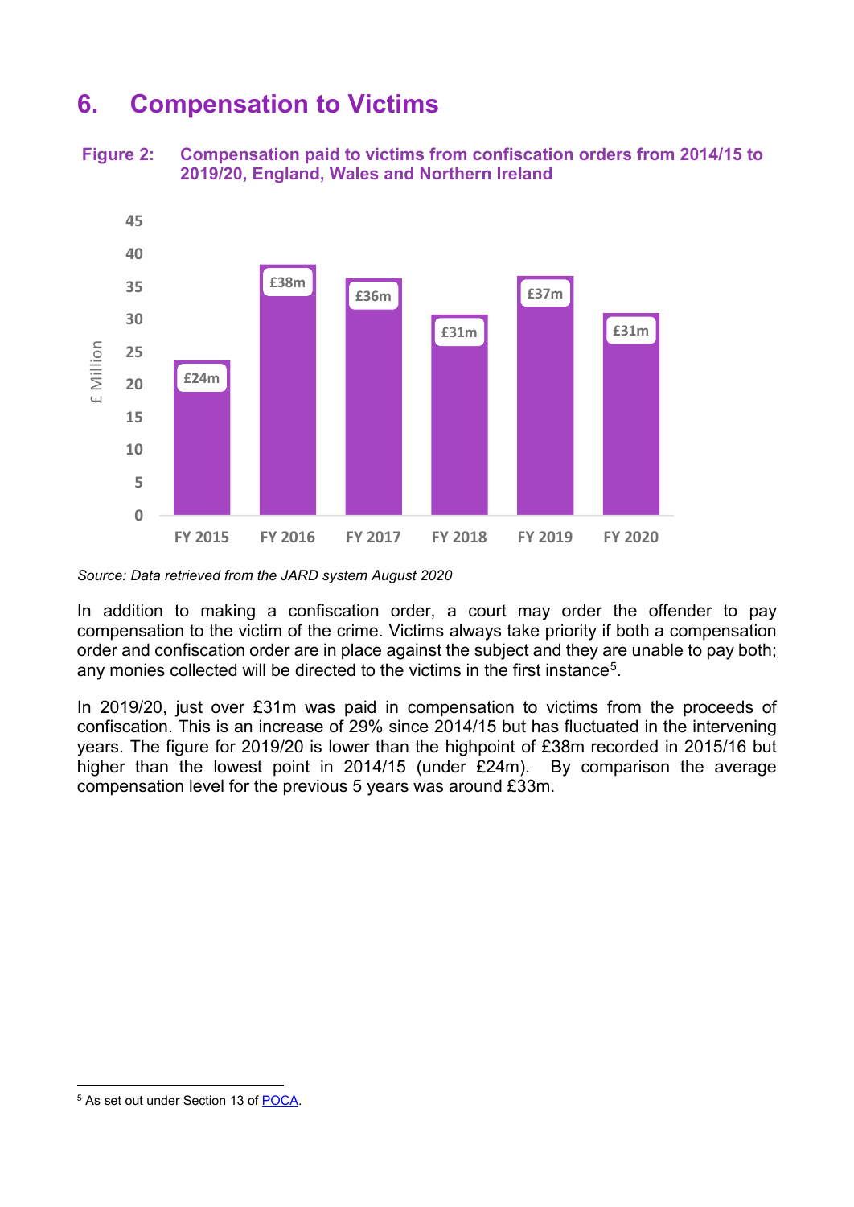## 6. Compensation to Victims

**Figure 2: Compensation paid to victims from confiscation orders from 2014/15 to 2019/20, England, Wales and Northern Ireland**

| | FY 2015 | FY 2016 | FY 2017 | FY 2018 | FY 2019 | FY 2020 |
|---|---|---|---|---|---|---|
| £ Million | £24m | £38m | £36m | £31m | £37m | £31m |

*Source: Data retrieved from the JARD system August 2020*

In addition to making a confiscation order, a court may order the offender to pay compensation to the victim of the crime. Victims always take priority if both a compensation order and confiscation order are in place against the subject and they are unable to pay both; any monies collected will be directed to the victims in the first instance[5].

In 2019/20, just over £31m was paid in compensation to victims from the proceeds of confiscation. This is an increase of 29% since 2014/15 but has fluctuated in the intervening years. The figure for 2019/20 is lower than the highpoint of £38m recorded in 2015/16 but higher than the lowest point in 2014/15 (under £24m). By comparison the average compensation level for the previous 5 years was around £33m.

---

[5] As set out under Section 13 of POCA.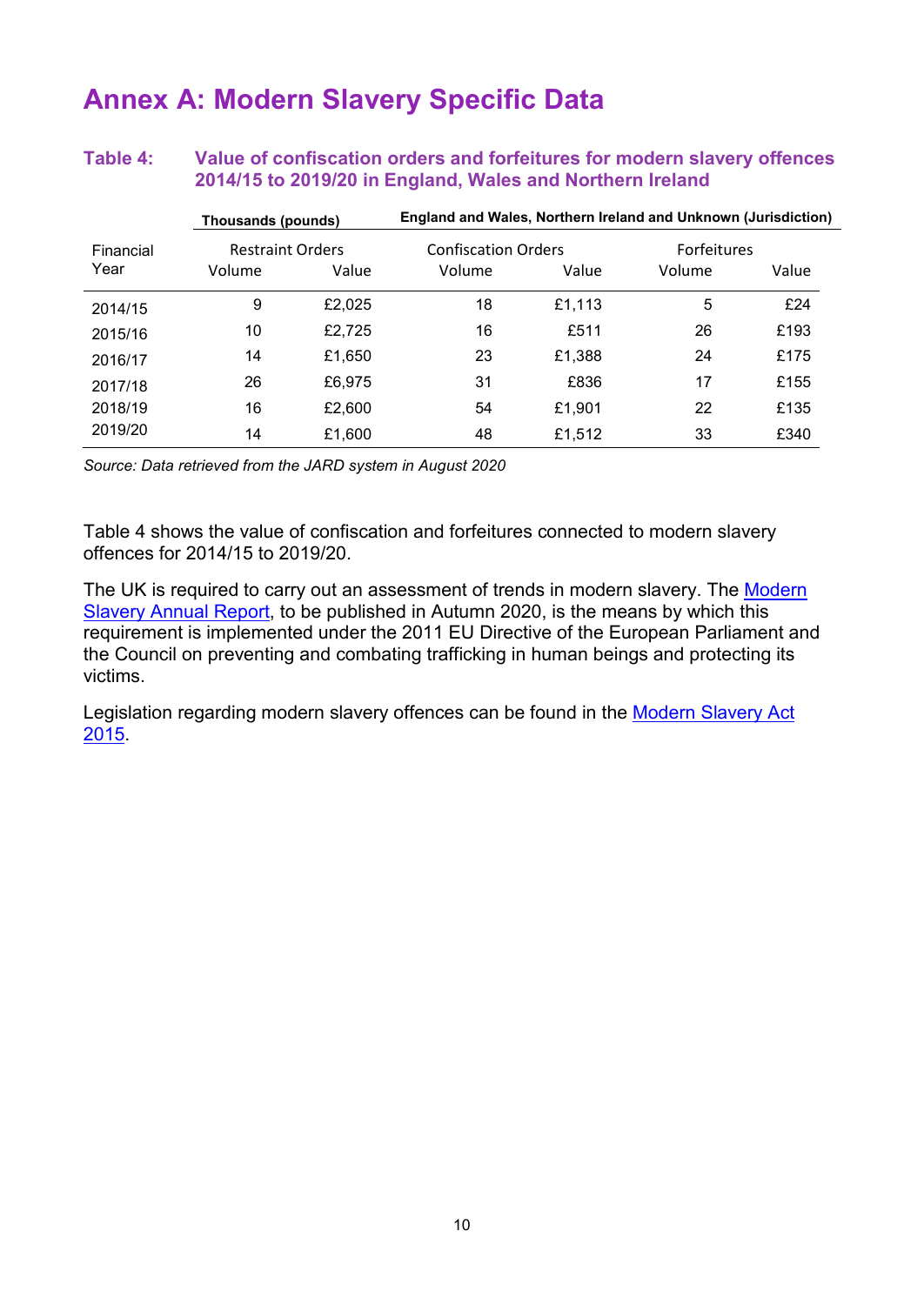# Annex A: Modern Slavery Specific Data

### Table 4: Value of confiscation orders and forfeitures for modern slavery offences 2014/15 to 2019/20 in England, Wales and Northern Ireland

| | **Thousands (pounds)** | | **England and Wales, Northern Ireland and Unknown (Jurisdiction)** | | | |
|---|---|---|---|---|---|---|
| Financial Year | Restraint Orders | | Confiscation Orders | | Forfeitures | |
| | Volume | Value | Volume | Value | Volume | Value |
| 2014/15 | 9 | £2,025 | 18 | £1,113 | 5 | £24 |
| 2015/16 | 10 | £2,725 | 16 | £511 | 26 | £193 |
| 2016/17 | 14 | £1,650 | 23 | £1,388 | 24 | £175 |
| 2017/18 | 26 | £6,975 | 31 | £836 | 17 | £155 |
| 2018/19 | 16 | £2,600 | 54 | £1,901 | 22 | £135 |
| 2019/20 | 14 | £1,600 | 48 | £1,512 | 33 | £340 |

*Source: Data retrieved from the JARD system in August 2020*

Table 4 shows the value of confiscation and forfeitures connected to modern slavery offences for 2014/15 to 2019/20.

The UK is required to carry out an assessment of trends in modern slavery. The Modern Slavery Annual Report, to be published in Autumn 2020, is the means by which this requirement is implemented under the 2011 EU Directive of the European Parliament and the Council on preventing and combating trafficking in human beings and protecting its victims.

Legislation regarding modern slavery offences can be found in the Modern Slavery Act 2015.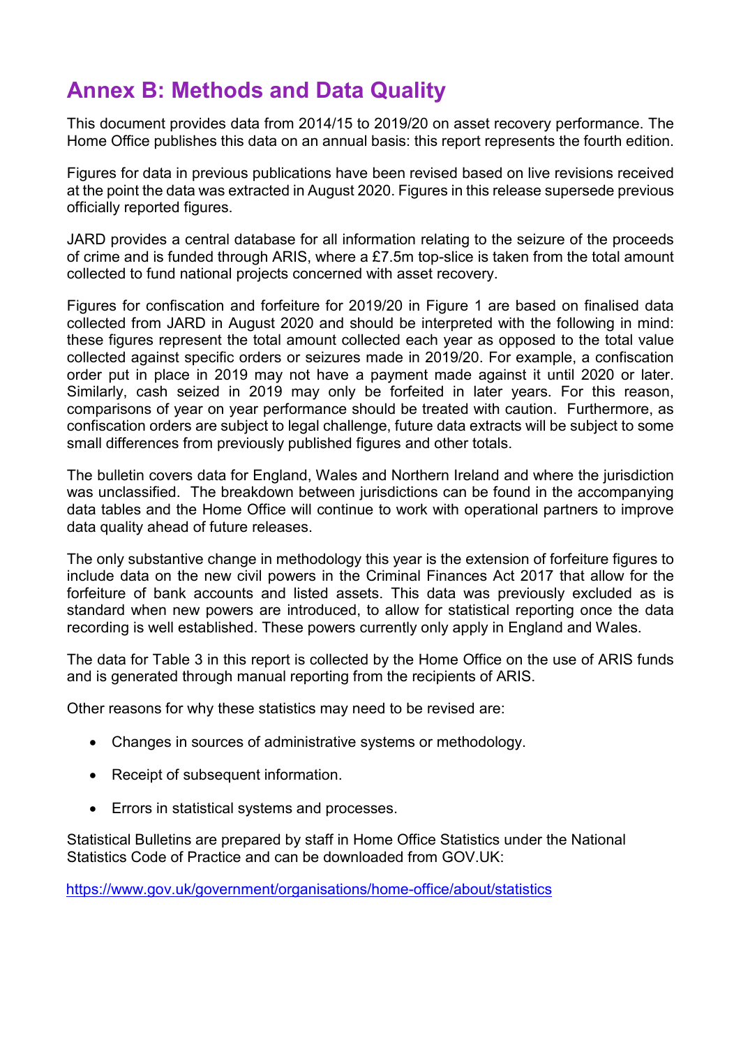# Annex B: Methods and Data Quality

This document provides data from 2014/15 to 2019/20 on asset recovery performance. The Home Office publishes this data on an annual basis: this report represents the fourth edition.

Figures for data in previous publications have been revised based on live revisions received at the point the data was extracted in August 2020. Figures in this release supersede previous officially reported figures.

JARD provides a central database for all information relating to the seizure of the proceeds of crime and is funded through ARIS, where a £7.5m top-slice is taken from the total amount collected to fund national projects concerned with asset recovery.

Figures for confiscation and forfeiture for 2019/20 in Figure 1 are based on finalised data collected from JARD in August 2020 and should be interpreted with the following in mind: these figures represent the total amount collected each year as opposed to the total value collected against specific orders or seizures made in 2019/20. For example, a confiscation order put in place in 2019 may not have a payment made against it until 2020 or later. Similarly, cash seized in 2019 may only be forfeited in later years. For this reason, comparisons of year on year performance should be treated with caution. Furthermore, as confiscation orders are subject to legal challenge, future data extracts will be subject to some small differences from previously published figures and other totals.

The bulletin covers data for England, Wales and Northern Ireland and where the jurisdiction was unclassified. The breakdown between jurisdictions can be found in the accompanying data tables and the Home Office will continue to work with operational partners to improve data quality ahead of future releases.

The only substantive change in methodology this year is the extension of forfeiture figures to include data on the new civil powers in the Criminal Finances Act 2017 that allow for the forfeiture of bank accounts and listed assets. This data was previously excluded as is standard when new powers are introduced, to allow for statistical reporting once the data recording is well established. These powers currently only apply in England and Wales.

The data for Table 3 in this report is collected by the Home Office on the use of ARIS funds and is generated through manual reporting from the recipients of ARIS.

Other reasons for why these statistics may need to be revised are:

- Changes in sources of administrative systems or methodology.
- Receipt of subsequent information.
- Errors in statistical systems and processes.

Statistical Bulletins are prepared by staff in Home Office Statistics under the National Statistics Code of Practice and can be downloaded from GOV.UK:

https://www.gov.uk/government/organisations/home-office/about/statistics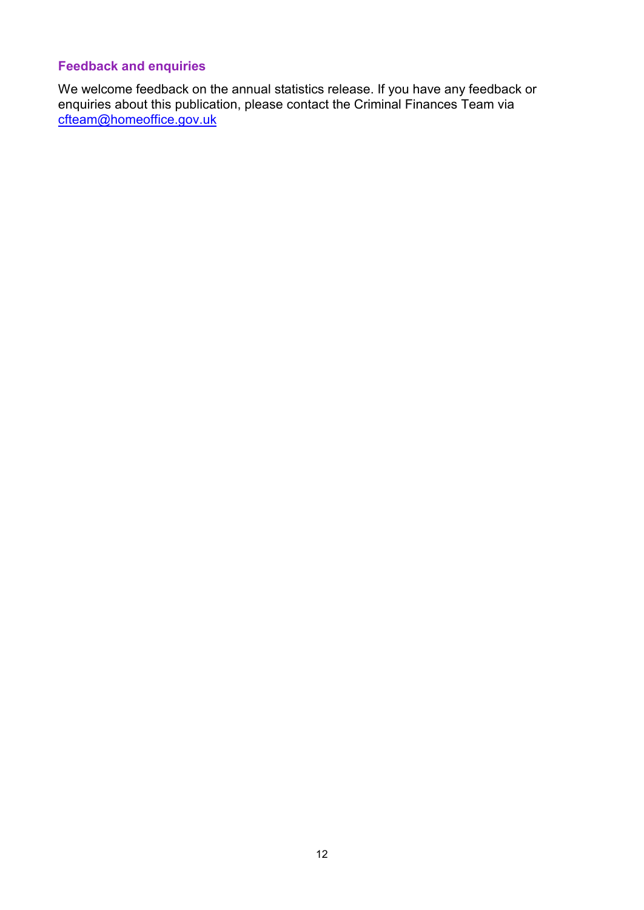### Feedback and enquiries

We welcome feedback on the annual statistics release. If you have any feedback or enquiries about this publication, please contact the Criminal Finances Team via [cfteam@homeoffice.gov.uk](mailto:cfteam@homeoffice.gov.uk)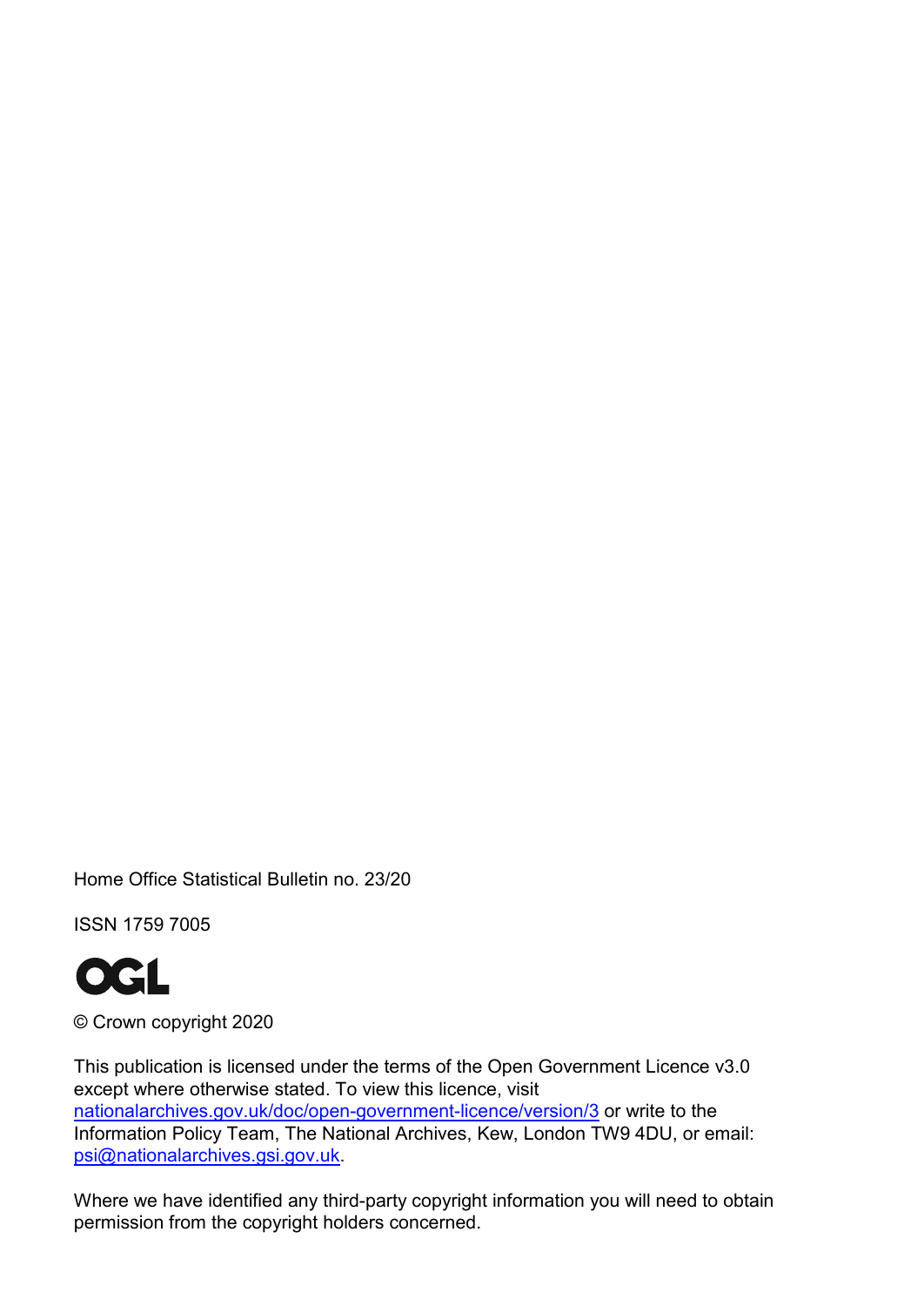Home Office Statistical Bulletin no. 23/20

ISSN 1759 7005

OGL

© Crown copyright 2020

This publication is licensed under the terms of the Open Government Licence v3.0 except where otherwise stated. To view this licence, visit nationalarchives.gov.uk/doc/open-government-licence/version/3 or write to the Information Policy Team, The National Archives, Kew, London TW9 4DU, or email: psi@nationalarchives.gsi.gov.uk.

Where we have identified any third-party copyright information you will need to obtain permission from the copyright holders concerned.